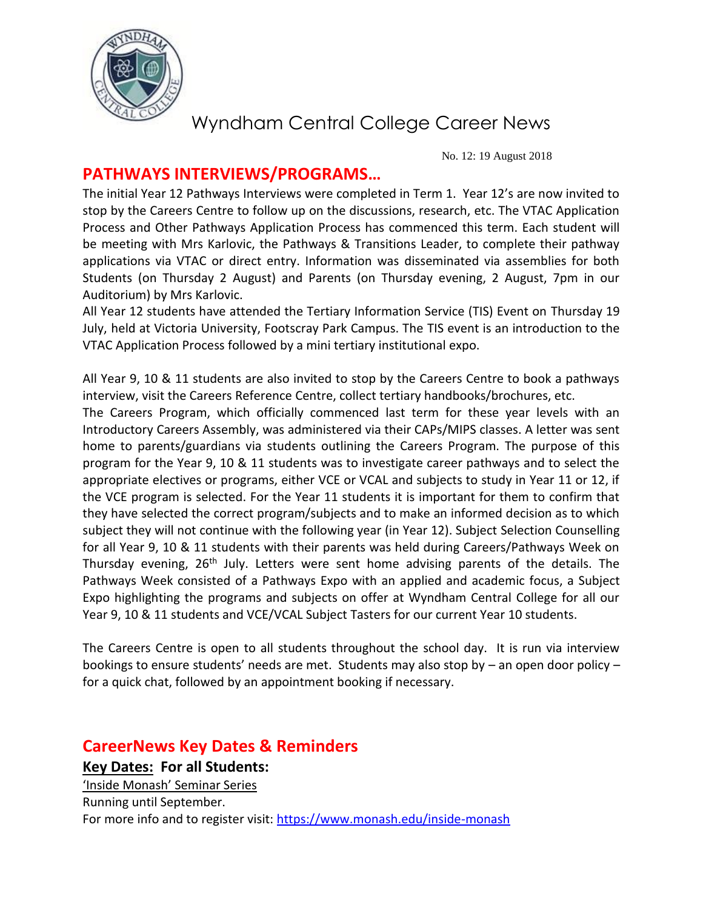# Wyndham Central College Career News

No. 12: 19 August 2018

## PATHWAYS INTERVIEWS/PROGRAMS…

The initial Year 12 Pathways Interviews were completed in Term 1. Year 12's are now invited to stop by the Careers Centre to follow up on the discussions, research, etc. The VTAC Application Process and Other Pathways Application Process has commenced this term. Each student will be meeting with Mrs Karlovic, the Pathways & Transitions Leader, to complete their pathway applications via VTAC or direct entry. Information was disseminated via assemblies for both Students (on Thursday 2 August) and Parents (on Thursday evening, 2 August, 7pm in our Auditorium) by Mrs Karlovic.

All Year 12 students have attended the Tertiary Information Service (TIS) Event on Thursday 19 July, held at Victoria University, Footscray Park Campus. The TIS event is an introduction to the VTAC Application Process followed by a mini tertiary institutional expo.

All Year 9, 10 & 11 students are also invited to stop by the Careers Centre to book a pathways interview, visit the Careers Reference Centre, collect tertiary handbooks/brochures, etc.

The Careers Program, which officially commenced last term for these year levels with an Introductory Careers Assembly, was administered via their CAPs/MIPS classes. A letter was sent home to parents/guardians via students outlining the Careers Program. The purpose of this program for the Year 9, 10 & 11 students was to investigate career pathways and to select the appropriate electives or programs, either VCE or VCAL and subjects to study in Year 11 or 12, if the VCE program is selected. For the Year 11 students it is important for them to confirm that they have selected the correct program/subjects and to make an informed decision as to which subject they will not continue with the following year (in Year 12). Subject Selection Counselling for all Year 9, 10 & 11 students with their parents was held during Careers/Pathways Week on Thursday evening, 26th July. Letters were sent home advising parents of the details. The Pathways Week consisted of a Pathways Expo with an applied and academic focus, a Subject Expo highlighting the programs and subjects on offer at Wyndham Central College for all our Year 9, 10 & 11 students and VCE/VCAL Subject Tasters for our current Year 10 students.

The Careers Centre is open to all students throughout the school day. It is run via interview bookings to ensure students' needs are met. Students may also stop by – an open door policy – for a quick chat, followed by an appointment booking if necessary.

## CareerNews Key Dates & Reminders

**Key Dates: For all Students:**

'Inside Monash' Seminar Series

Running until September.

For more info and to register visit: https://www.monash.edu/inside-monash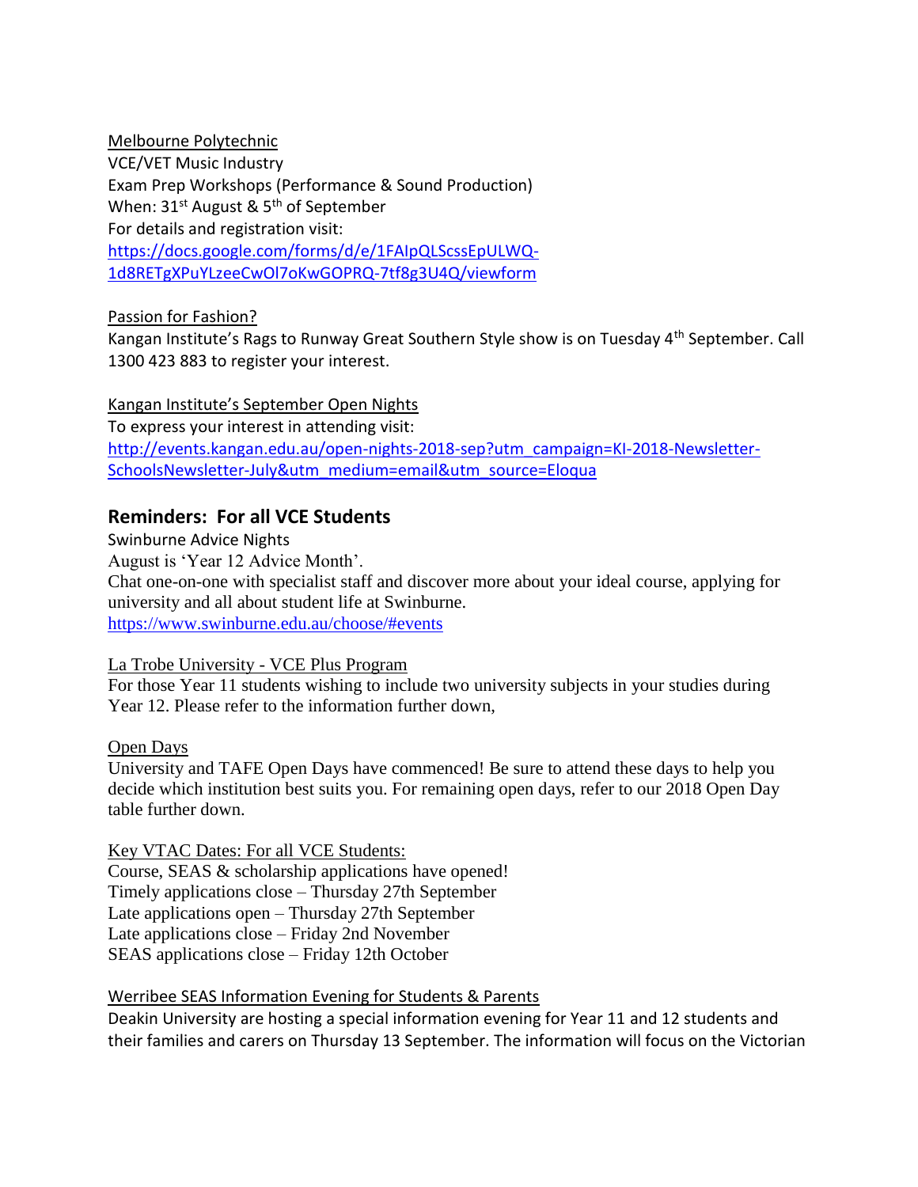Melbourne Polytechnic
VCE/VET Music Industry
Exam Prep Workshops (Performance & Sound Production)
When: 31st August & 5th of September
For details and registration visit:
https://docs.google.com/forms/d/e/1FAIpQLScssEpULWQ-1d8RETgXPuYLzeeCwOl7oKwGOPRQ-7tf8g3U4Q/viewform

Passion for Fashion?
Kangan Institute's Rags to Runway Great Southern Style show is on Tuesday 4th September. Call 1300 423 883 to register your interest.

Kangan Institute's September Open Nights
To express your interest in attending visit:
http://events.kangan.edu.au/open-nights-2018-sep?utm_campaign=KI-2018-Newsletter-SchoolsNewsletter-July&utm_medium=email&utm_source=Eloqua

## Reminders: For all VCE Students

Swinburne Advice Nights
August is 'Year 12 Advice Month'.
Chat one-on-one with specialist staff and discover more about your ideal course, applying for university and all about student life at Swinburne.
https://www.swinburne.edu.au/choose/#events

La Trobe University - VCE Plus Program
For those Year 11 students wishing to include two university subjects in your studies during Year 12. Please refer to the information further down,

Open Days
University and TAFE Open Days have commenced! Be sure to attend these days to help you decide which institution best suits you. For remaining open days, refer to our 2018 Open Day table further down.

Key VTAC Dates: For all VCE Students:
Course, SEAS & scholarship applications have opened!
Timely applications close – Thursday 27th September
Late applications open – Thursday 27th September
Late applications close – Friday 2nd November
SEAS applications close – Friday 12th October

Werribee SEAS Information Evening for Students & Parents
Deakin University are hosting a special information evening for Year 11 and 12 students and their families and carers on Thursday 13 September. The information will focus on the Victorian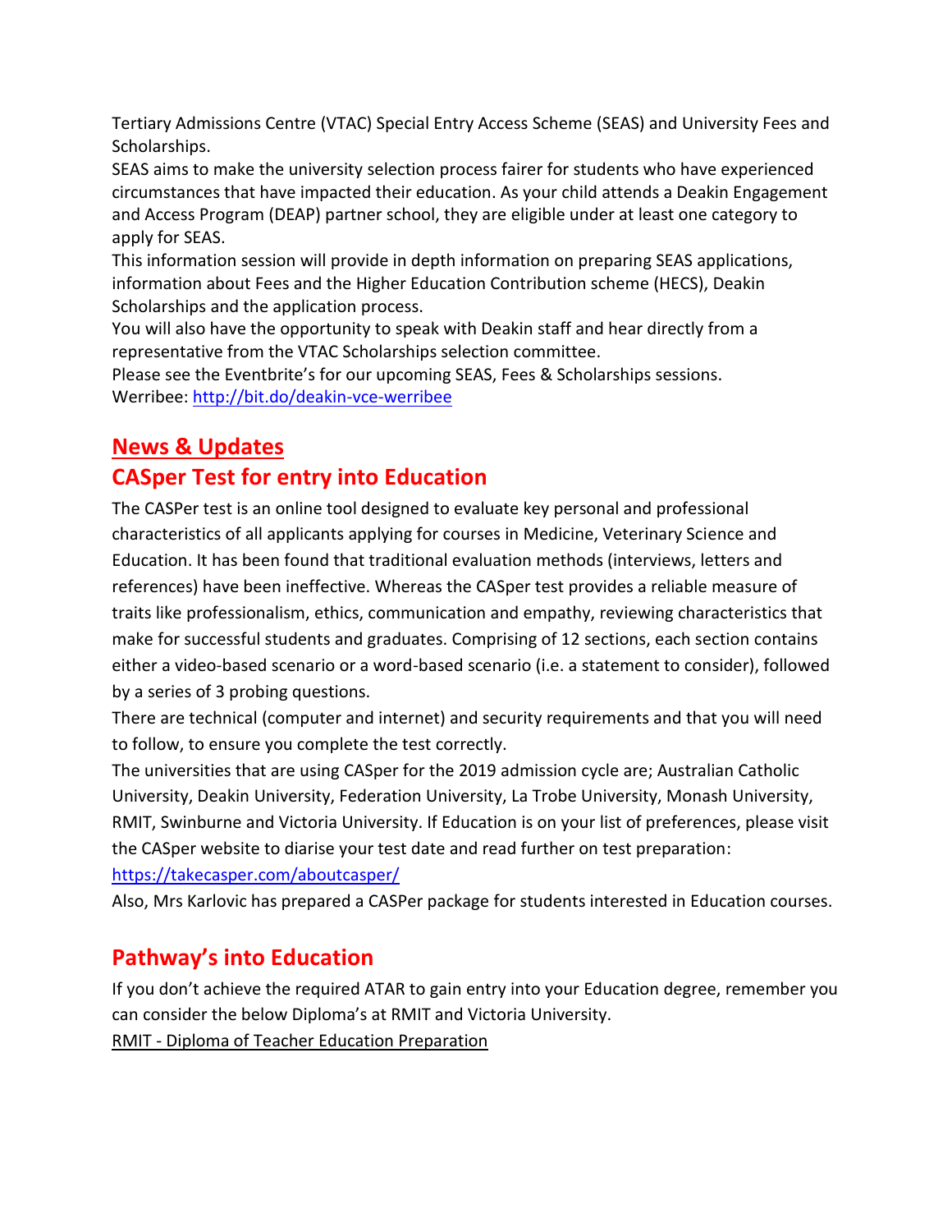Tertiary Admissions Centre (VTAC) Special Entry Access Scheme (SEAS) and University Fees and Scholarships.

SEAS aims to make the university selection process fairer for students who have experienced circumstances that have impacted their education. As your child attends a Deakin Engagement and Access Program (DEAP) partner school, they are eligible under at least one category to apply for SEAS.

This information session will provide in depth information on preparing SEAS applications, information about Fees and the Higher Education Contribution scheme (HECS), Deakin Scholarships and the application process.

You will also have the opportunity to speak with Deakin staff and hear directly from a representative from the VTAC Scholarships selection committee.

Please see the Eventbrite's for our upcoming SEAS, Fees & Scholarships sessions.

Werribee: http://bit.do/deakin-vce-werribee

## News & Updates

## CASPer Test for entry into Education

The CASPer test is an online tool designed to evaluate key personal and professional characteristics of all applicants applying for courses in Medicine, Veterinary Science and Education. It has been found that traditional evaluation methods (interviews, letters and references) have been ineffective. Whereas the CASper test provides a reliable measure of traits like professionalism, ethics, communication and empathy, reviewing characteristics that make for successful students and graduates. Comprising of 12 sections, each section contains either a video-based scenario or a word-based scenario (i.e. a statement to consider), followed by a series of 3 probing questions.

There are technical (computer and internet) and security requirements and that you will need to follow, to ensure you complete the test correctly.

The universities that are using CASper for the 2019 admission cycle are; Australian Catholic University, Deakin University, Federation University, La Trobe University, Monash University, RMIT, Swinburne and Victoria University. If Education is on your list of preferences, please visit the CASper website to diarise your test date and read further on test preparation: https://takecasper.com/aboutcasper/

Also, Mrs Karlovic has prepared a CASPer package for students interested in Education courses.

## Pathway's into Education

If you don't achieve the required ATAR to gain entry into your Education degree, remember you can consider the below Diploma's at RMIT and Victoria University.

RMIT - Diploma of Teacher Education Preparation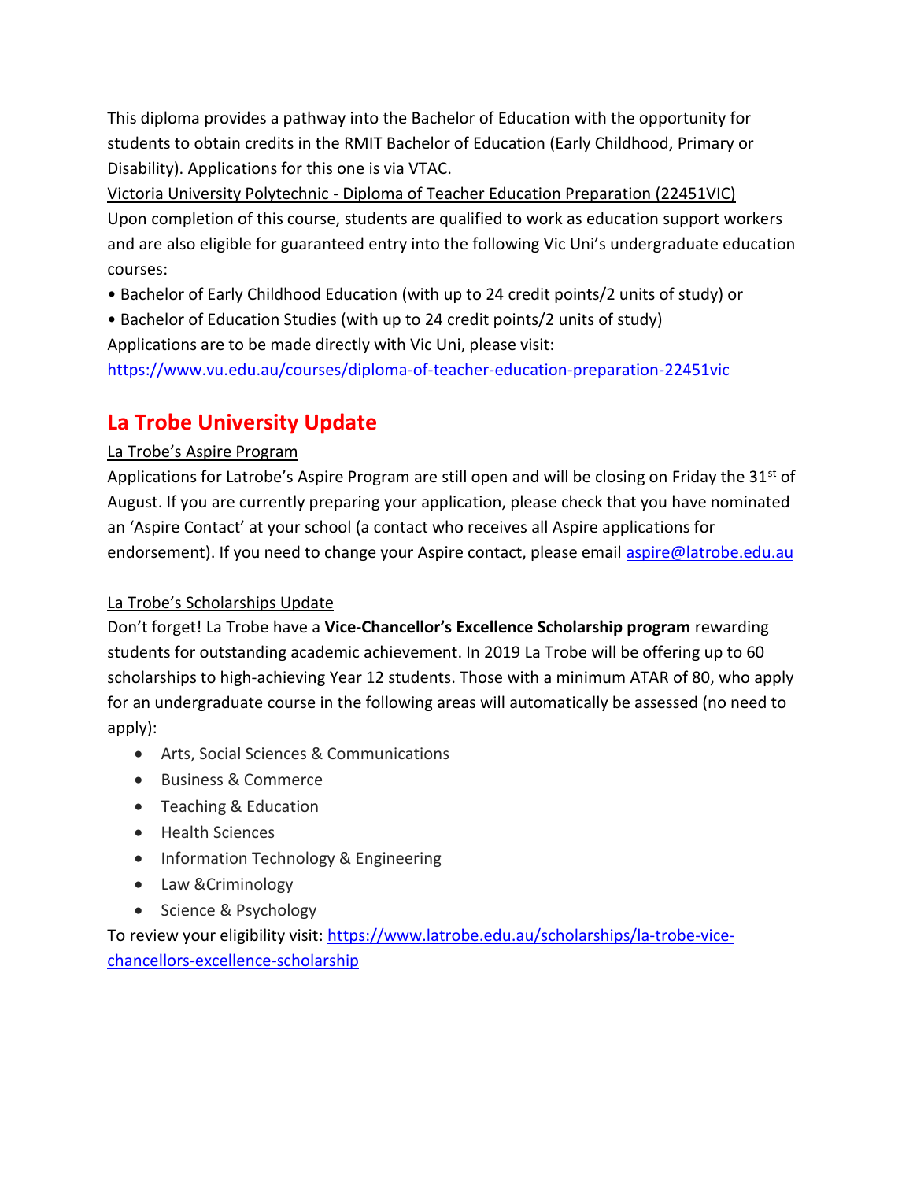This diploma provides a pathway into the Bachelor of Education with the opportunity for students to obtain credits in the RMIT Bachelor of Education (Early Childhood, Primary or Disability). Applications for this one is via VTAC.

Victoria University Polytechnic - Diploma of Teacher Education Preparation (22451VIC)

Upon completion of this course, students are qualified to work as education support workers and are also eligible for guaranteed entry into the following Vic Uni's undergraduate education courses:

- Bachelor of Early Childhood Education (with up to 24 credit points/2 units of study) or
- Bachelor of Education Studies (with up to 24 credit points/2 units of study)

Applications are to be made directly with Vic Uni, please visit: https://www.vu.edu.au/courses/diploma-of-teacher-education-preparation-22451vic

## La Trobe University Update

La Trobe's Aspire Program

Applications for Latrobe's Aspire Program are still open and will be closing on Friday the 31st of August. If you are currently preparing your application, please check that you have nominated an 'Aspire Contact' at your school (a contact who receives all Aspire applications for endorsement). If you need to change your Aspire contact, please email aspire@latrobe.edu.au

La Trobe's Scholarships Update

Don't forget! La Trobe have a **Vice-Chancellor's Excellence Scholarship program** rewarding students for outstanding academic achievement. In 2019 La Trobe will be offering up to 60 scholarships to high-achieving Year 12 students. Those with a minimum ATAR of 80, who apply for an undergraduate course in the following areas will automatically be assessed (no need to apply):

- Arts, Social Sciences & Communications
- Business & Commerce
- Teaching & Education
- Health Sciences
- Information Technology & Engineering
- Law &Criminology
- Science & Psychology

To review your eligibility visit: https://www.latrobe.edu.au/scholarships/la-trobe-vice-chancellors-excellence-scholarship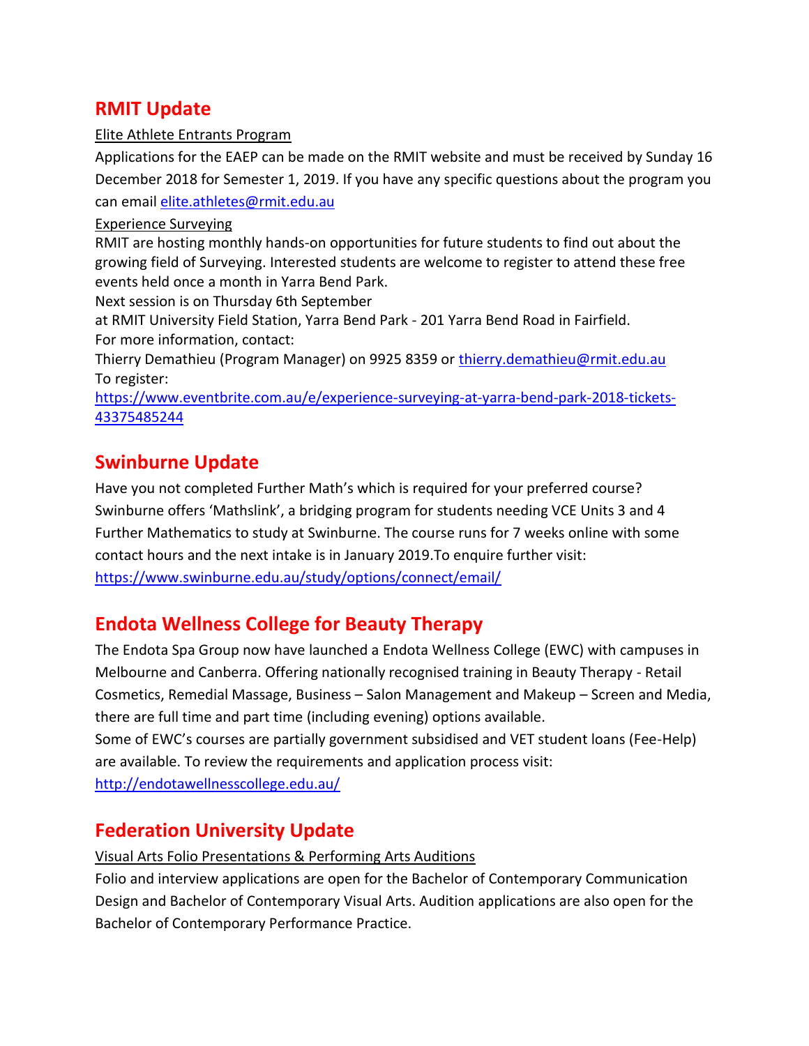## RMIT Update

Elite Athlete Entrants Program

Applications for the EAEP can be made on the RMIT website and must be received by Sunday 16 December 2018 for Semester 1, 2019. If you have any specific questions about the program you can email elite.athletes@rmit.edu.au

Experience Surveying

RMIT are hosting monthly hands-on opportunities for future students to find out about the growing field of Surveying. Interested students are welcome to register to attend these free events held once a month in Yarra Bend Park.
Next session is on Thursday 6th September
at RMIT University Field Station, Yarra Bend Park - 201 Yarra Bend Road in Fairfield.
For more information, contact:
Thierry Demathieu (Program Manager) on 9925 8359 or thierry.demathieu@rmit.edu.au
To register:
https://www.eventbrite.com.au/e/experience-surveying-at-yarra-bend-park-2018-tickets-43375485244

## Swinburne Update

Have you not completed Further Math's which is required for your preferred course? Swinburne offers 'Mathslink', a bridging program for students needing VCE Units 3 and 4 Further Mathematics to study at Swinburne. The course runs for 7 weeks online with some contact hours and the next intake is in January 2019.To enquire further visit:
https://www.swinburne.edu.au/study/options/connect/email/

## Endota Wellness College for Beauty Therapy

The Endota Spa Group now have launched a Endota Wellness College (EWC) with campuses in Melbourne and Canberra. Offering nationally recognised training in Beauty Therapy - Retail Cosmetics, Remedial Massage, Business – Salon Management and Makeup – Screen and Media, there are full time and part time (including evening) options available.
Some of EWC's courses are partially government subsidised and VET student loans (Fee-Help) are available. To review the requirements and application process visit:
http://endotawellnesscollege.edu.au/

## Federation University Update

Visual Arts Folio Presentations & Performing Arts Auditions

Folio and interview applications are open for the Bachelor of Contemporary Communication Design and Bachelor of Contemporary Visual Arts. Audition applications are also open for the Bachelor of Contemporary Performance Practice.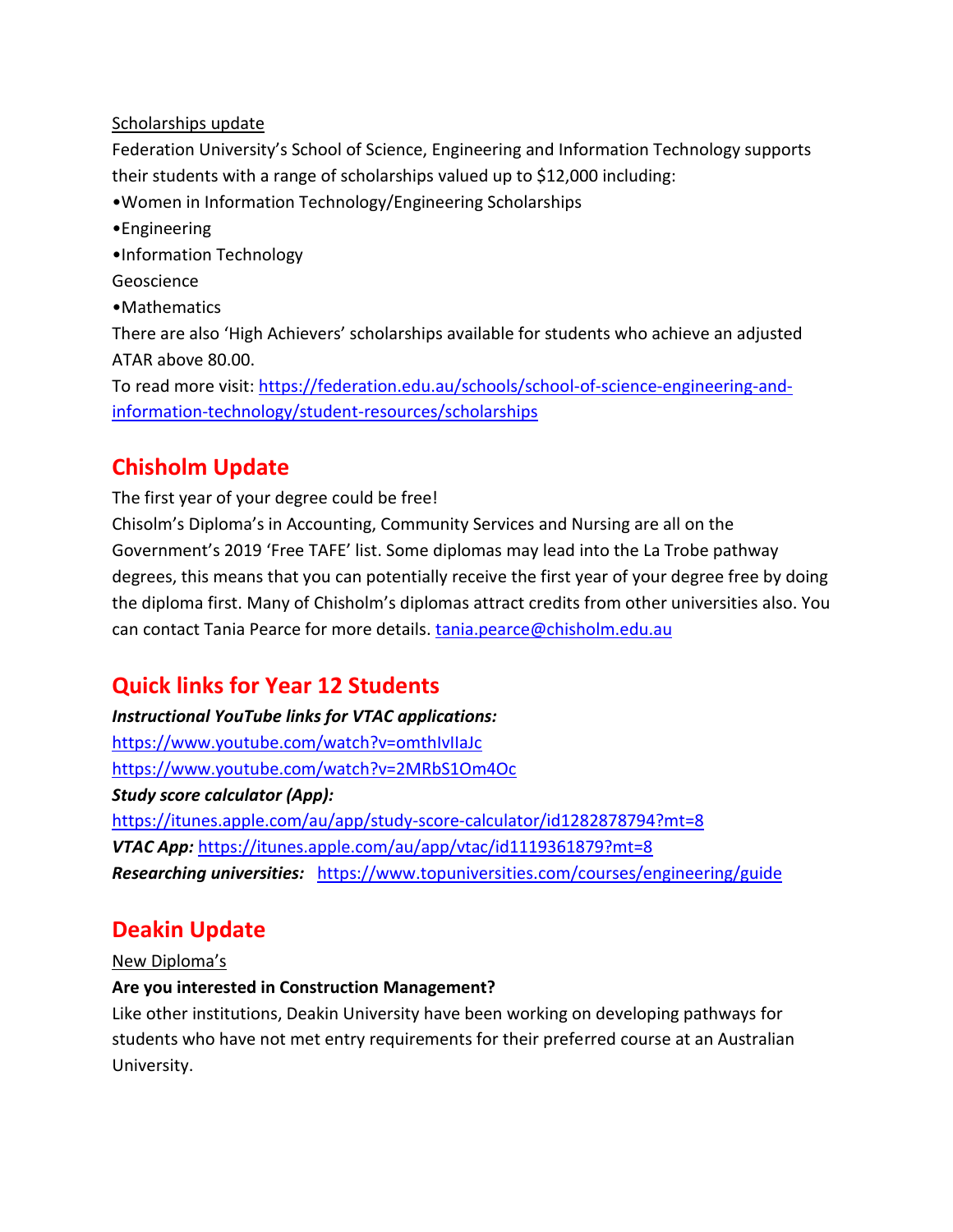Scholarships update

Federation University's School of Science, Engineering and Information Technology supports their students with a range of scholarships valued up to $12,000 including:

- Women in Information Technology/Engineering Scholarships
- Engineering
- Information Technology

Geoscience

- Mathematics

There are also 'High Achievers' scholarships available for students who achieve an adjusted ATAR above 80.00.

To read more visit: https://federation.edu.au/schools/school-of-science-engineering-and-information-technology/student-resources/scholarships

## Chisholm Update

The first year of your degree could be free!

Chisolm's Diploma's in Accounting, Community Services and Nursing are all on the Government's 2019 'Free TAFE' list. Some diplomas may lead into the La Trobe pathway degrees, this means that you can potentially receive the first year of your degree free by doing the diploma first. Many of Chisholm's diplomas attract credits from other universities also. You can contact Tania Pearce for more details. tania.pearce@chisholm.edu.au

## Quick links for Year 12 Students

***Instructional YouTube links for VTAC applications:***

https://www.youtube.com/watch?v=omthIvIIaJc

https://www.youtube.com/watch?v=2MRbS1Om4Oc

***Study score calculator (App):***

https://itunes.apple.com/au/app/study-score-calculator/id1282878794?mt=8

***VTAC App:*** https://itunes.apple.com/au/app/vtac/id1119361879?mt=8

***Researching universities:*** https://www.topuniversities.com/courses/engineering/guide

## Deakin Update

New Diploma's

**Are you interested in Construction Management?**

Like other institutions, Deakin University have been working on developing pathways for students who have not met entry requirements for their preferred course at an Australian University.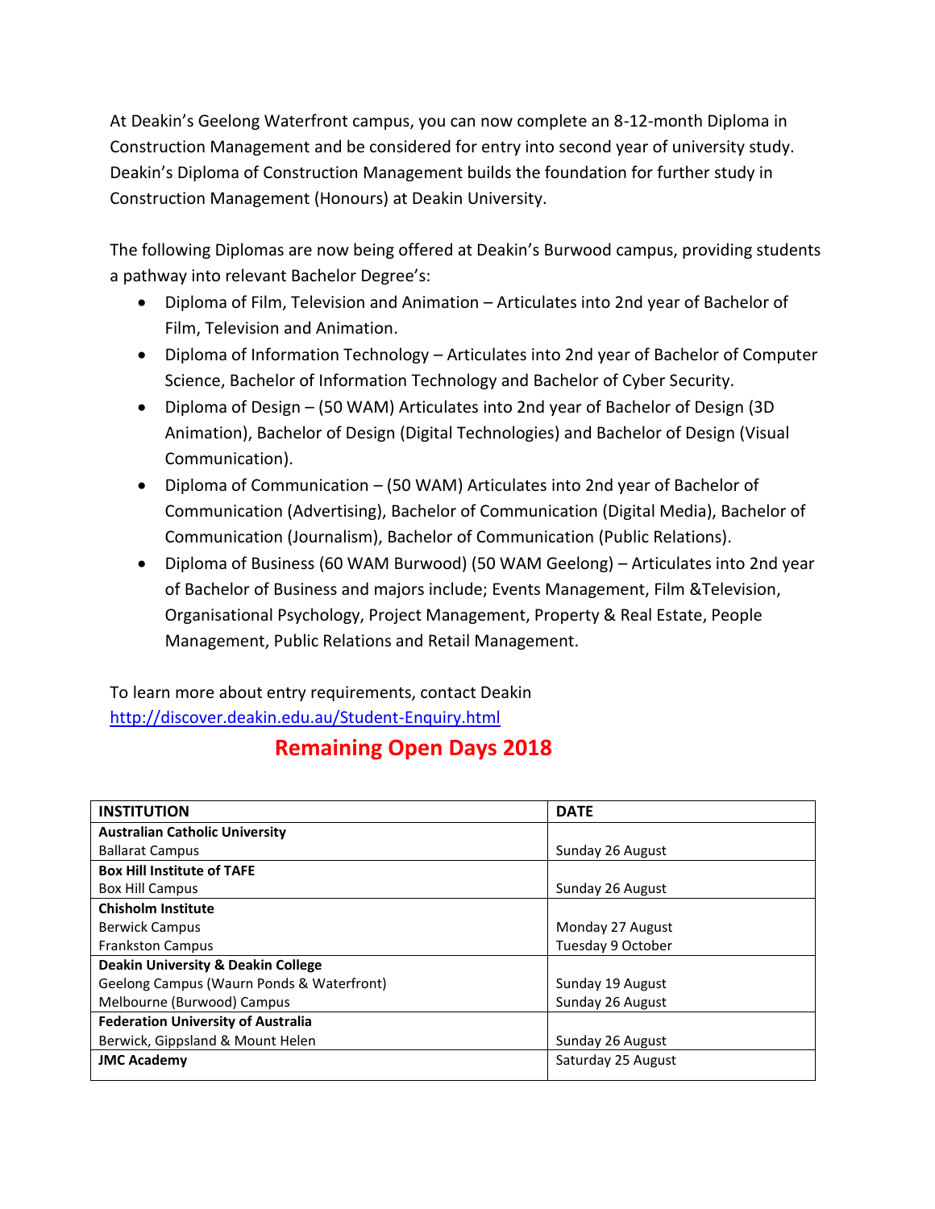At Deakin's Geelong Waterfront campus, you can now complete an 8-12-month Diploma in Construction Management and be considered for entry into second year of university study. Deakin's Diploma of Construction Management builds the foundation for further study in Construction Management (Honours) at Deakin University.

The following Diplomas are now being offered at Deakin's Burwood campus, providing students a pathway into relevant Bachelor Degree's:

- Diploma of Film, Television and Animation – Articulates into 2nd year of Bachelor of Film, Television and Animation.
- Diploma of Information Technology – Articulates into 2nd year of Bachelor of Computer Science, Bachelor of Information Technology and Bachelor of Cyber Security.
- Diploma of Design – (50 WAM) Articulates into 2nd year of Bachelor of Design (3D Animation), Bachelor of Design (Digital Technologies) and Bachelor of Design (Visual Communication).
- Diploma of Communication – (50 WAM) Articulates into 2nd year of Bachelor of Communication (Advertising), Bachelor of Communication (Digital Media), Bachelor of Communication (Journalism), Bachelor of Communication (Public Relations).
- Diploma of Business (60 WAM Burwood) (50 WAM Geelong) – Articulates into 2nd year of Bachelor of Business and majors include; Events Management, Film &Television, Organisational Psychology, Project Management, Property & Real Estate, People Management, Public Relations and Retail Management.

To learn more about entry requirements, contact Deakin
http://discover.deakin.edu.au/Student-Enquiry.html

## Remaining Open Days 2018

| INSTITUTION | DATE |
|---|---|
| **Australian Catholic University** | |
| Ballarat Campus | Sunday 26 August |
| **Box Hill Institute of TAFE** | |
| Box Hill Campus | Sunday 26 August |
| **Chisholm Institute** | |
| Berwick Campus | Monday 27 August |
| Frankston Campus | Tuesday 9 October |
| **Deakin University & Deakin College** | |
| Geelong Campus (Waurn Ponds & Waterfront) | Sunday 19 August |
| Melbourne (Burwood) Campus | Sunday 26 August |
| **Federation University of Australia** | |
| Berwick, Gippsland & Mount Helen | Sunday 26 August |
| **JMC Academy** | Saturday 25 August |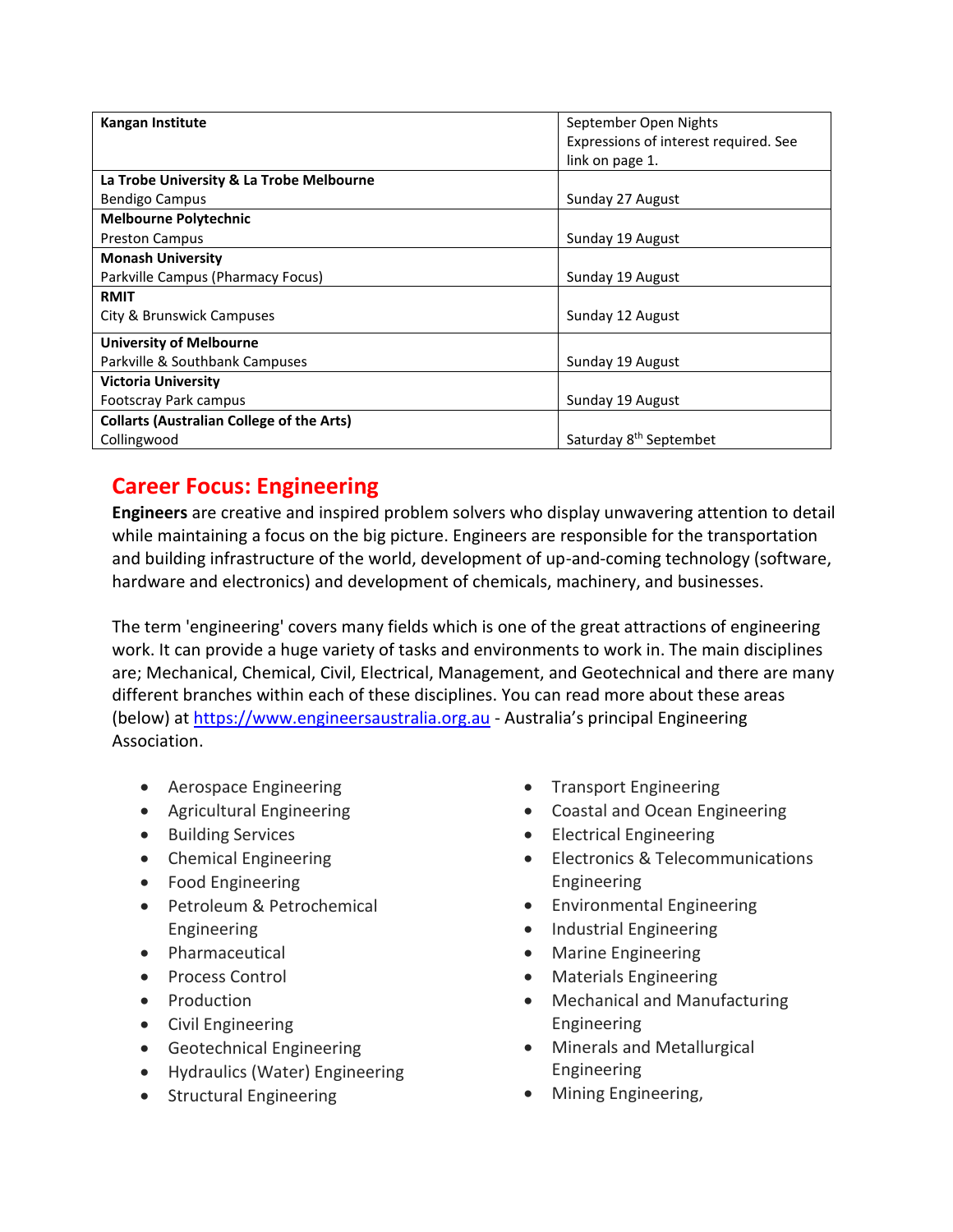| | |
|---|---|
| **Kangan Institute** | September Open Nights<br>Expressions of interest required. See link on page 1. |
| **La Trobe University & La Trobe Melbourne**<br>Bendigo Campus | Sunday 27 August |
| **Melbourne Polytechnic**<br>Preston Campus | Sunday 19 August |
| **Monash University**<br>Parkville Campus (Pharmacy Focus) | Sunday 19 August |
| **RMIT**<br>City & Brunswick Campuses | Sunday 12 August |
| **University of Melbourne**<br>Parkville & Southbank Campuses | Sunday 19 August |
| **Victoria University**<br>Footscray Park campus | Sunday 19 August |
| **Collarts (Australian College of the Arts)**<br>Collingwood | Saturday 8th Septembet |

## Career Focus: Engineering

**Engineers** are creative and inspired problem solvers who display unwavering attention to detail while maintaining a focus on the big picture. Engineers are responsible for the transportation and building infrastructure of the world, development of up-and-coming technology (software, hardware and electronics) and development of chemicals, machinery, and businesses.

The term 'engineering' covers many fields which is one of the great attractions of engineering work. It can provide a huge variety of tasks and environments to work in. The main disciplines are; Mechanical, Chemical, Civil, Electrical, Management, and Geotechnical and there are many different branches within each of these disciplines. You can read more about these areas (below) at https://www.engineersaustralia.org.au - Australia's principal Engineering Association.

- Aerospace Engineering
- Agricultural Engineering
- Building Services
- Chemical Engineering
- Food Engineering
- Petroleum & Petrochemical Engineering
- Pharmaceutical
- Process Control
- Production
- Civil Engineering
- Geotechnical Engineering
- Hydraulics (Water) Engineering
- Structural Engineering
- Transport Engineering
- Coastal and Ocean Engineering
- Electrical Engineering
- Electronics & Telecommunications Engineering
- Environmental Engineering
- Industrial Engineering
- Marine Engineering
- Materials Engineering
- Mechanical and Manufacturing Engineering
- Minerals and Metallurgical Engineering
- Mining Engineering,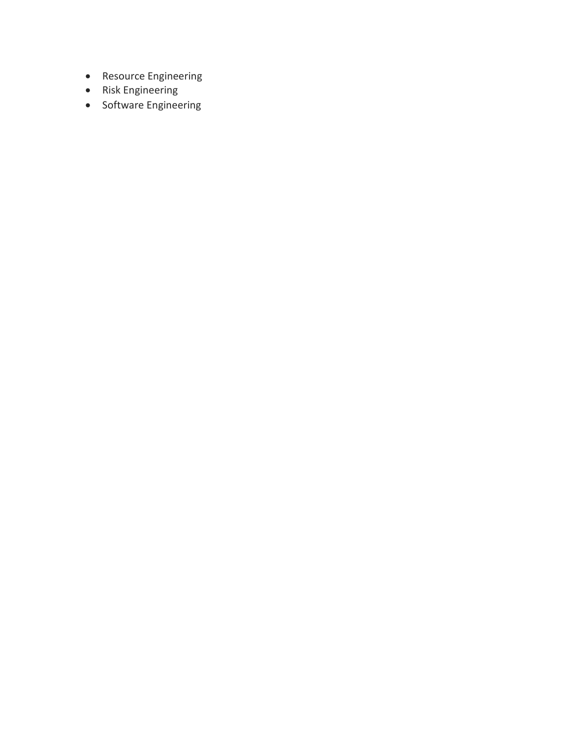- Resource Engineering
- Risk Engineering
- Software Engineering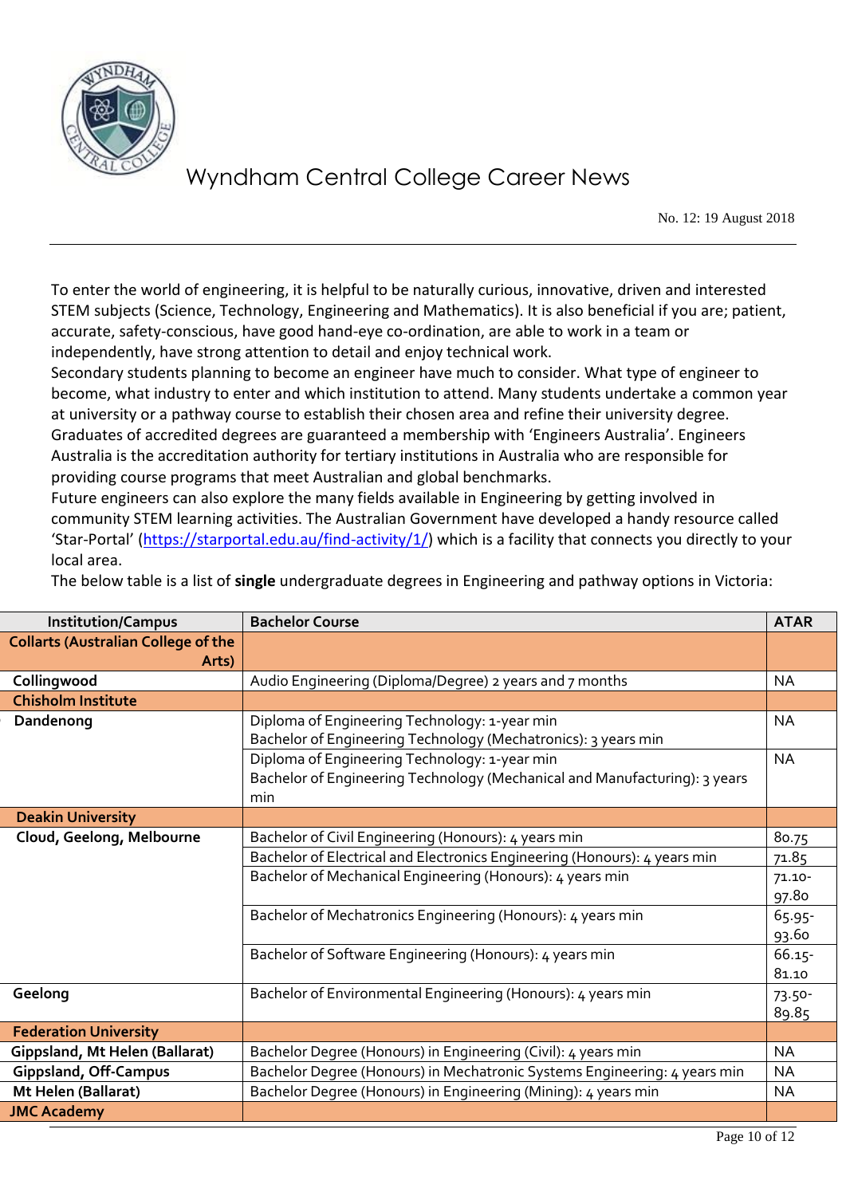To enter the world of engineering, it is helpful to be naturally curious, innovative, driven and interested STEM subjects (Science, Technology, Engineering and Mathematics). It is also beneficial if you are; patient, accurate, safety-conscious, have good hand-eye co-ordination, are able to work in a team or independently, have strong attention to detail and enjoy technical work.

Secondary students planning to become an engineer have much to consider. What type of engineer to become, what industry to enter and which institution to attend. Many students undertake a common year at university or a pathway course to establish their chosen area and refine their university degree.

Graduates of accredited degrees are guaranteed a membership with 'Engineers Australia'. Engineers Australia is the accreditation authority for tertiary institutions in Australia who are responsible for providing course programs that meet Australian and global benchmarks.

Future engineers can also explore the many fields available in Engineering by getting involved in community STEM learning activities. The Australian Government have developed a handy resource called 'Star-Portal' (https://starportal.edu.au/find-activity/1/) which is a facility that connects you directly to your local area.

The below table is a list of **single** undergraduate degrees in Engineering and pathway options in Victoria:

| Institution/Campus | Bachelor Course | ATAR |
|---|---|---|
| **Collarts (Australian College of the Arts)** | | |
| **Collingwood** | Audio Engineering (Diploma/Degree) 2 years and 7 months | NA |
| **Chisholm Institute** | | |
| **Dandenong** | Diploma of Engineering Technology: 1-year min<br>Bachelor of Engineering Technology (Mechatronics): 3 years min | NA |
| | Diploma of Engineering Technology: 1-year min<br>Bachelor of Engineering Technology (Mechanical and Manufacturing): 3 years min | NA |
| **Deakin University** | | |
| **Cloud, Geelong, Melbourne** | Bachelor of Civil Engineering (Honours): 4 years min | 80.75 |
| | Bachelor of Electrical and Electronics Engineering (Honours): 4 years min | 71.85 |
| | Bachelor of Mechanical Engineering (Honours): 4 years min | 71.10-97.80 |
| | Bachelor of Mechatronics Engineering (Honours): 4 years min | 65.95-93.60 |
| | Bachelor of Software Engineering (Honours): 4 years min | 66.15-81.10 |
| **Geelong** | Bachelor of Environmental Engineering (Honours): 4 years min | 73.50-89.85 |
| **Federation University** | | |
| **Gippsland, Mt Helen (Ballarat)** | Bachelor Degree (Honours) in Engineering (Civil): 4 years min | NA |
| **Gippsland, Off-Campus** | Bachelor Degree (Honours) in Mechatronic Systems Engineering: 4 years min | NA |
| **Mt Helen (Ballarat)** | Bachelor Degree (Honours) in Engineering (Mining): 4 years min | NA |
| **JMC Academy** | | |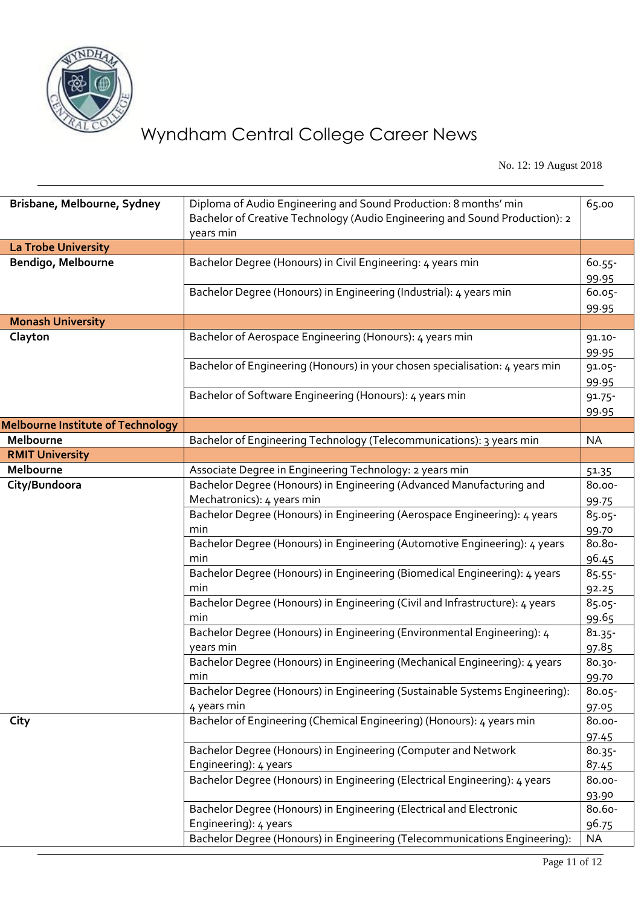| Brisbane, Melbourne, Sydney | Diploma of Audio Engineering and Sound Production: 8 months' min<br>Bachelor of Creative Technology (Audio Engineering and Sound Production): 2 years min | 65.00 |
|---|---|---|
| **La Trobe University** | | |
| **Bendigo, Melbourne** | Bachelor Degree (Honours) in Civil Engineering: 4 years min | 60.55-99.95 |
| | Bachelor Degree (Honours) in Engineering (Industrial): 4 years min | 60.05-99.95 |
| **Monash University** | | |
| **Clayton** | Bachelor of Aerospace Engineering (Honours): 4 years min | 91.10-99.95 |
| | Bachelor of Engineering (Honours) in your chosen specialisation: 4 years min | 91.05-99.95 |
| | Bachelor of Software Engineering (Honours): 4 years min | 91.75-99.95 |
| **Melbourne Institute of Technology** | | |
| **Melbourne** | Bachelor of Engineering Technology (Telecommunications): 3 years min | NA |
| **RMIT University** | | |
| **Melbourne** | Associate Degree in Engineering Technology: 2 years min | 51.35 |
| **City/Bundoora** | Bachelor Degree (Honours) in Engineering (Advanced Manufacturing and Mechatronics): 4 years min | 80.00-99.75 |
| | Bachelor Degree (Honours) in Engineering (Aerospace Engineering): 4 years min | 85.05-99.70 |
| | Bachelor Degree (Honours) in Engineering (Automotive Engineering): 4 years min | 80.80-96.45 |
| | Bachelor Degree (Honours) in Engineering (Biomedical Engineering): 4 years min | 85.55-92.25 |
| | Bachelor Degree (Honours) in Engineering (Civil and Infrastructure): 4 years min | 85.05-99.65 |
| | Bachelor Degree (Honours) in Engineering (Environmental Engineering): 4 years min | 81.35-97.85 |
| | Bachelor Degree (Honours) in Engineering (Mechanical Engineering): 4 years min | 80.30-99.70 |
| | Bachelor Degree (Honours) in Engineering (Sustainable Systems Engineering): 4 years min | 80.05-97.05 |
| **City** | Bachelor of Engineering (Chemical Engineering) (Honours): 4 years min | 80.00-97.45 |
| | Bachelor Degree (Honours) in Engineering (Computer and Network Engineering): 4 years | 80.35-87.45 |
| | Bachelor Degree (Honours) in Engineering (Electrical Engineering): 4 years | 80.00-93.90 |
| | Bachelor Degree (Honours) in Engineering (Electrical and Electronic Engineering): 4 years | 80.60-96.75 |
| | Bachelor Degree (Honours) in Engineering (Telecommunications Engineering): | NA |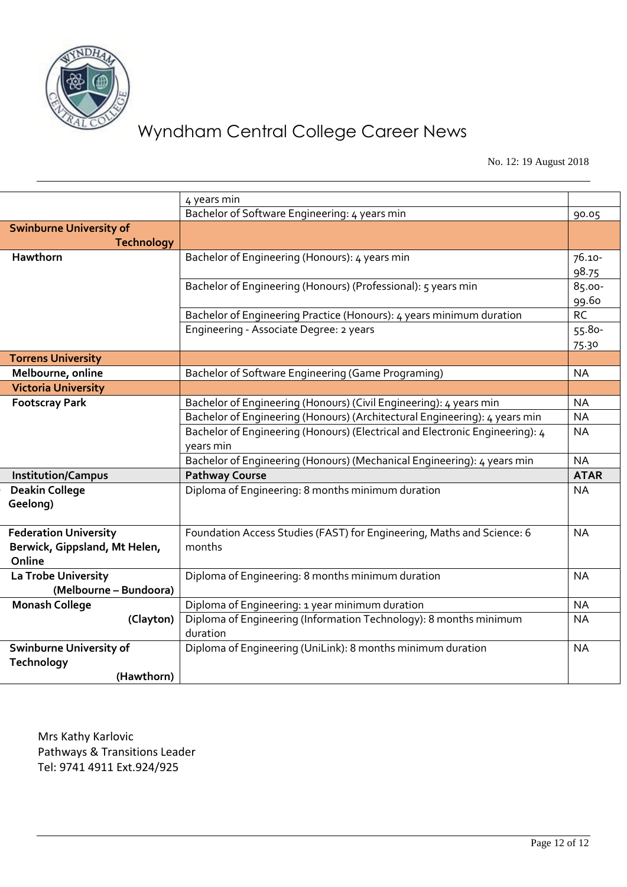| | | |
|---|---|---|
| | 4 years min | |
| | Bachelor of Software Engineering: 4 years min | 90.05 |
| **Swinburne University of Technology** | | |
| **Hawthorn** | Bachelor of Engineering (Honours): 4 years min | 76.10-98.75 |
| | Bachelor of Engineering (Honours) (Professional): 5 years min | 85.00-99.60 |
| | Bachelor of Engineering Practice (Honours): 4 years minimum duration | RC |
| | Engineering - Associate Degree: 2 years | 55.80-75.30 |
| **Torrens University** | | |
| **Melbourne, online** | Bachelor of Software Engineering (Game Programing) | NA |
| **Victoria University** | | |
| **Footscray Park** | Bachelor of Engineering (Honours) (Civil Engineering): 4 years min | NA |
| | Bachelor of Engineering (Honours) (Architectural Engineering): 4 years min | NA |
| | Bachelor of Engineering (Honours) (Electrical and Electronic Engineering): 4 years min | NA |
| | Bachelor of Engineering (Honours) (Mechanical Engineering): 4 years min | NA |
| **Institution/Campus** | **Pathway Course** | **ATAR** |
| **Deakin College Geelong)** | Diploma of Engineering: 8 months minimum duration | NA |
| **Federation University Berwick, Gippsland, Mt Helen, Online** | Foundation Access Studies (FAST) for Engineering, Maths and Science: 6 months | NA |
| **La Trobe University (Melbourne – Bundoora)** | Diploma of Engineering: 8 months minimum duration | NA |
| **Monash College (Clayton)** | Diploma of Engineering: 1 year minimum duration | NA |
| | Diploma of Engineering (Information Technology): 8 months minimum duration | NA |
| **Swinburne University of Technology (Hawthorn)** | Diploma of Engineering (UniLink): 8 months minimum duration | NA |

Mrs Kathy Karlovic
Pathways & Transitions Leader
Tel: 9741 4911 Ext.924/925